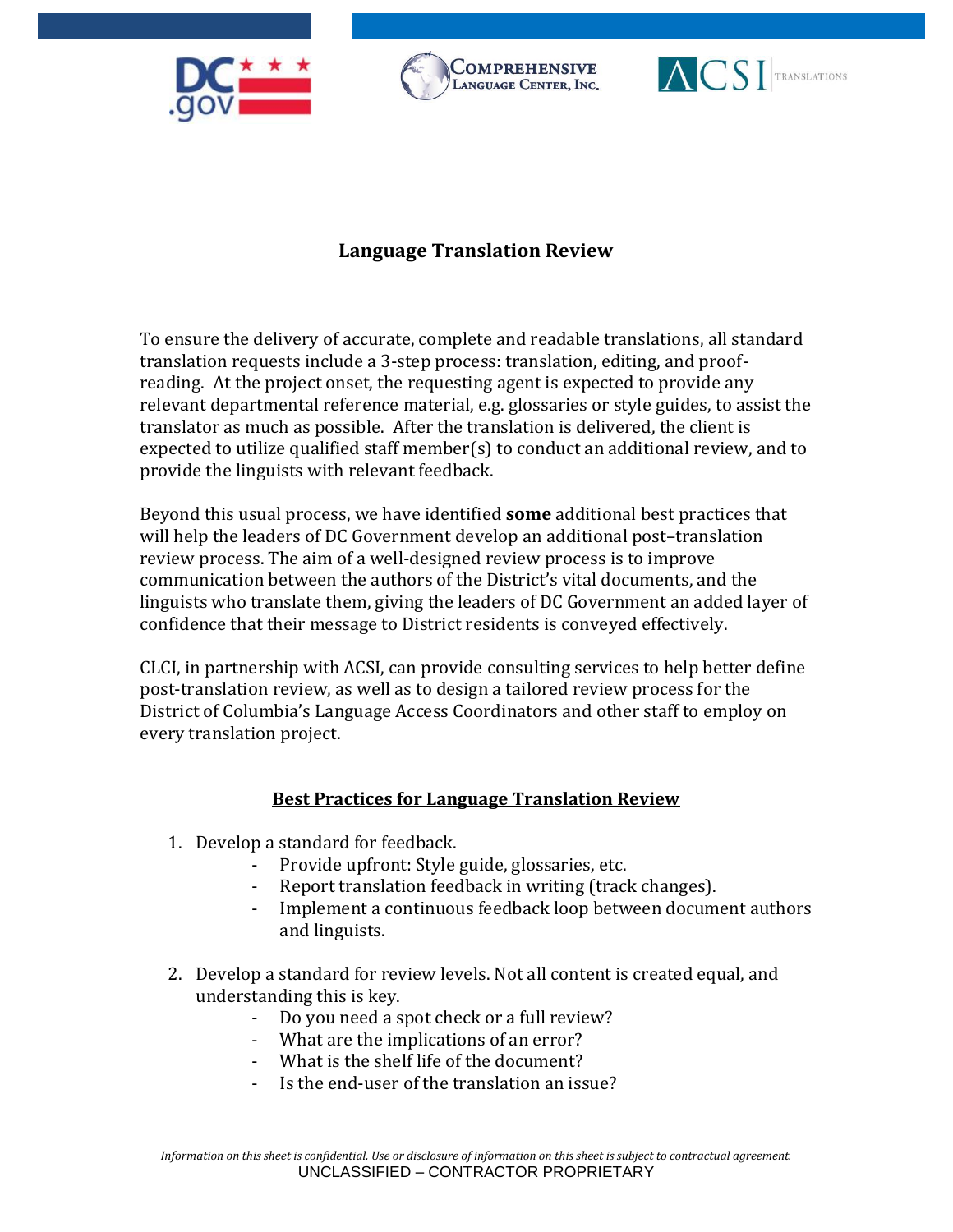## Language Translation Review

To ensure the delivery of accurate, complete and readable translations, all standard translation requests include a 3-step process: translation, editing, and proof-reading. At the project onset, the requesting agent is expected to provide any relevant departmental reference material, e.g. glossaries or style guides, to assist the translator as much as possible. After the translation is delivered, the client is expected to utilize qualified staff member(s) to conduct an additional review, and to provide the linguists with relevant feedback.

Beyond this usual process, we have identified **some** additional best practices that will help the leaders of DC Government develop an additional post–translation review process. The aim of a well-designed review process is to improve communication between the authors of the District's vital documents, and the linguists who translate them, giving the leaders of DC Government an added layer of confidence that their message to District residents is conveyed effectively.

CLCI, in partnership with ACSI, can provide consulting services to help better define post-translation review, as well as to design a tailored review process for the District of Columbia's Language Access Coordinators and other staff to employ on every translation project.

### Best Practices for Language Translation Review

1. Develop a standard for feedback.
   - Provide upfront: Style guide, glossaries, etc.
   - Report translation feedback in writing (track changes).
   - Implement a continuous feedback loop between document authors and linguists.

2. Develop a standard for review levels. Not all content is created equal, and understanding this is key.
   - Do you need a spot check or a full review?
   - What are the implications of an error?
   - What is the shelf life of the document?
   - Is the end-user of the translation an issue?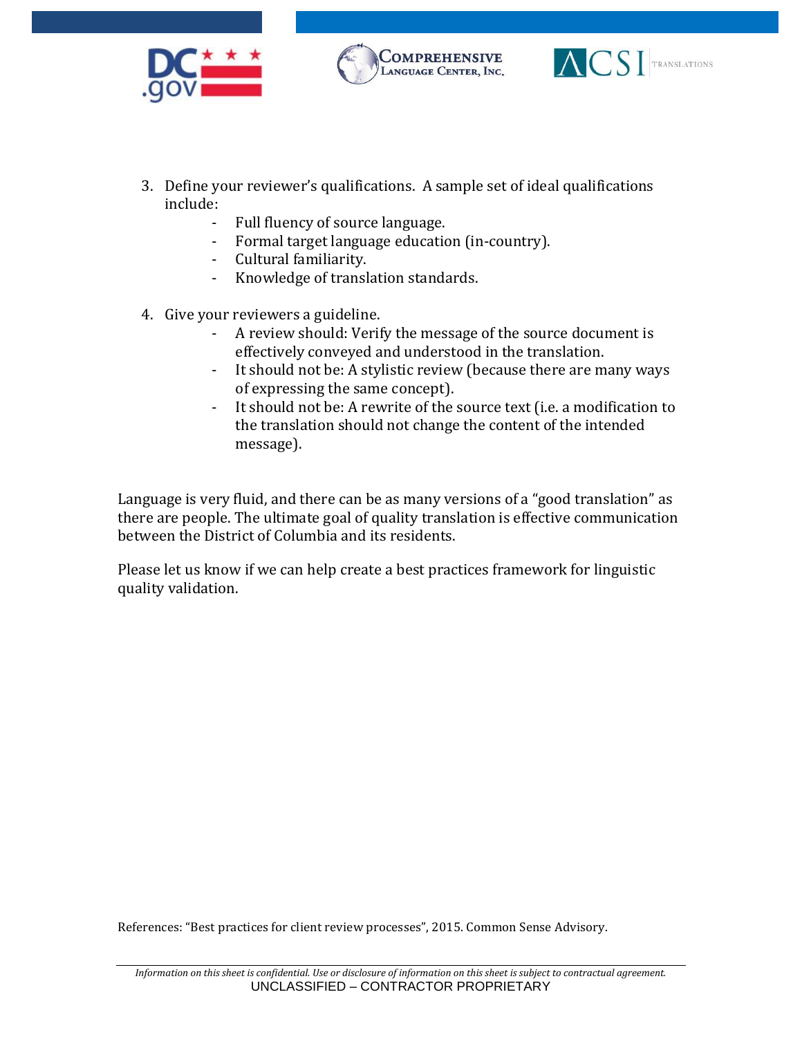3. Define your reviewer's qualifications. A sample set of ideal qualifications include:
    - Full fluency of source language.
    - Formal target language education (in-country).
    - Cultural familiarity.
    - Knowledge of translation standards.

4. Give your reviewers a guideline.
    - A review should: Verify the message of the source document is effectively conveyed and understood in the translation.
    - It should not be: A stylistic review (because there are many ways of expressing the same concept).
    - It should not be: A rewrite of the source text (i.e. a modification to the translation should not change the content of the intended message).

Language is very fluid, and there can be as many versions of a "good translation" as there are people. The ultimate goal of quality translation is effective communication between the District of Columbia and its residents.

Please let us know if we can help create a best practices framework for linguistic quality validation.

References: "Best practices for client review processes", 2015. Common Sense Advisory.

*Information on this sheet is confidential. Use or disclosure of information on this sheet is subject to contractual agreement.*

UNCLASSIFIED – CONTRACTOR PROPRIETARY